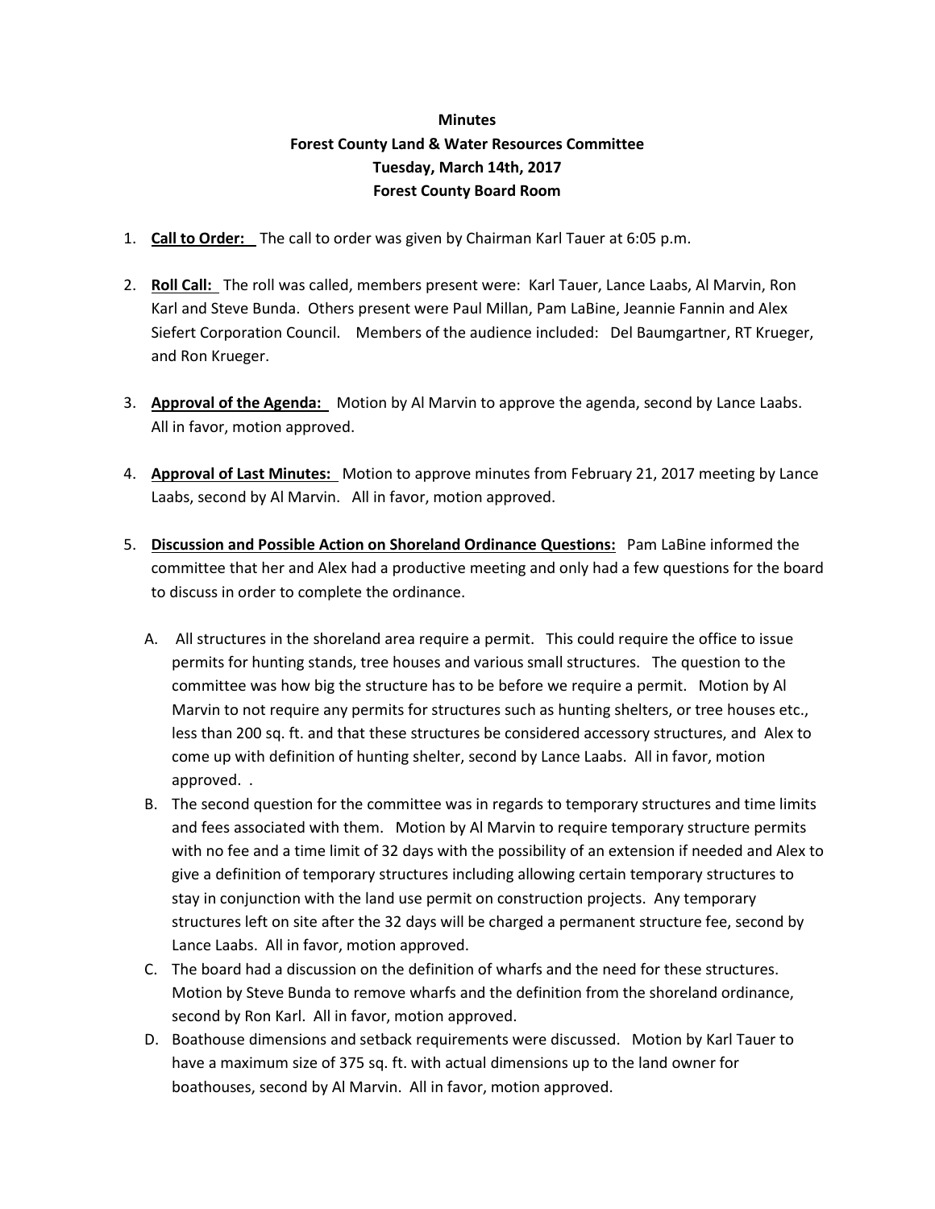**Minutes**
**Forest County Land & Water Resources Committee**
**Tuesday, March 14th, 2017**
**Forest County Board Room**

1. **Call to Order:** The call to order was given by Chairman Karl Tauer at 6:05 p.m.

2. **Roll Call:** The roll was called, members present were: Karl Tauer, Lance Laabs, Al Marvin, Ron Karl and Steve Bunda. Others present were Paul Millan, Pam LaBine, Jeannie Fannin and Alex Siefert Corporation Council. Members of the audience included: Del Baumgartner, RT Krueger, and Ron Krueger.

3. **Approval of the Agenda:** Motion by Al Marvin to approve the agenda, second by Lance Laabs. All in favor, motion approved.

4. **Approval of Last Minutes:** Motion to approve minutes from February 21, 2017 meeting by Lance Laabs, second by Al Marvin. All in favor, motion approved.

5. **Discussion and Possible Action on Shoreland Ordinance Questions:** Pam LaBine informed the committee that her and Alex had a productive meeting and only had a few questions for the board to discuss in order to complete the ordinance.

   A. All structures in the shoreland area require a permit. This could require the office to issue permits for hunting stands, tree houses and various small structures. The question to the committee was how big the structure has to be before we require a permit. Motion by Al Marvin to not require any permits for structures such as hunting shelters, or tree houses etc., less than 200 sq. ft. and that these structures be considered accessory structures, and Alex to come up with definition of hunting shelter, second by Lance Laabs. All in favor, motion approved. .

   B. The second question for the committee was in regards to temporary structures and time limits and fees associated with them. Motion by Al Marvin to require temporary structure permits with no fee and a time limit of 32 days with the possibility of an extension if needed and Alex to give a definition of temporary structures including allowing certain temporary structures to stay in conjunction with the land use permit on construction projects. Any temporary structures left on site after the 32 days will be charged a permanent structure fee, second by Lance Laabs. All in favor, motion approved.

   C. The board had a discussion on the definition of wharfs and the need for these structures. Motion by Steve Bunda to remove wharfs and the definition from the shoreland ordinance, second by Ron Karl. All in favor, motion approved.

   D. Boathouse dimensions and setback requirements were discussed. Motion by Karl Tauer to have a maximum size of 375 sq. ft. with actual dimensions up to the land owner for boathouses, second by Al Marvin. All in favor, motion approved.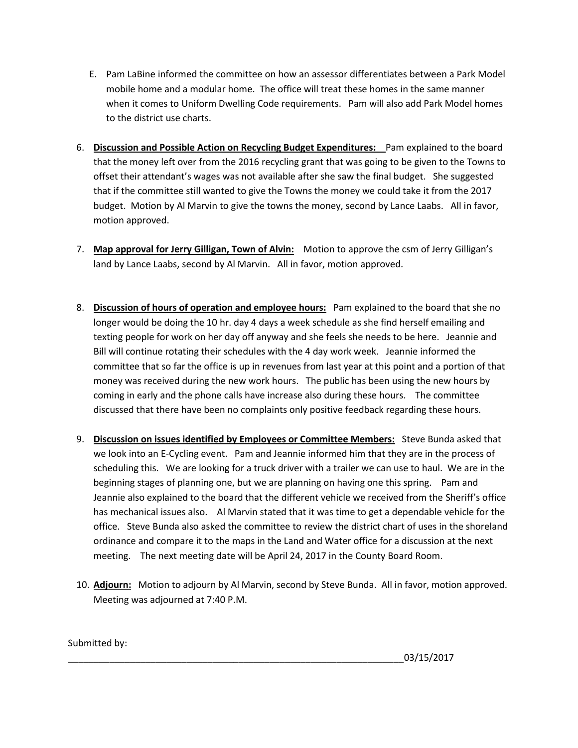E. Pam LaBine informed the committee on how an assessor differentiates between a Park Model mobile home and a modular home. The office will treat these homes in the same manner when it comes to Uniform Dwelling Code requirements. Pam will also add Park Model homes to the district use charts.

6. **Discussion and Possible Action on Recycling Budget Expenditures:** Pam explained to the board that the money left over from the 2016 recycling grant that was going to be given to the Towns to offset their attendant's wages was not available after she saw the final budget. She suggested that if the committee still wanted to give the Towns the money we could take it from the 2017 budget. Motion by Al Marvin to give the towns the money, second by Lance Laabs. All in favor, motion approved.

7. **Map approval for Jerry Gilligan, Town of Alvin:** Motion to approve the csm of Jerry Gilligan's land by Lance Laabs, second by Al Marvin. All in favor, motion approved.

8. **Discussion of hours of operation and employee hours:** Pam explained to the board that she no longer would be doing the 10 hr. day 4 days a week schedule as she find herself emailing and texting people for work on her day off anyway and she feels she needs to be here. Jeannie and Bill will continue rotating their schedules with the 4 day work week. Jeannie informed the committee that so far the office is up in revenues from last year at this point and a portion of that money was received during the new work hours. The public has been using the new hours by coming in early and the phone calls have increase also during these hours. The committee discussed that there have been no complaints only positive feedback regarding these hours.

9. **Discussion on issues identified by Employees or Committee Members:** Steve Bunda asked that we look into an E-Cycling event. Pam and Jeannie informed him that they are in the process of scheduling this. We are looking for a truck driver with a trailer we can use to haul. We are in the beginning stages of planning one, but we are planning on having one this spring. Pam and Jeannie also explained to the board that the different vehicle we received from the Sheriff's office has mechanical issues also. Al Marvin stated that it was time to get a dependable vehicle for the office. Steve Bunda also asked the committee to review the district chart of uses in the shoreland ordinance and compare it to the maps in the Land and Water office for a discussion at the next meeting. The next meeting date will be April 24, 2017 in the County Board Room.

10. **Adjourn:** Motion to adjourn by Al Marvin, second by Steve Bunda. All in favor, motion approved. Meeting was adjourned at 7:40 P.M.

Submitted by:

____________________________________________________________________03/15/2017